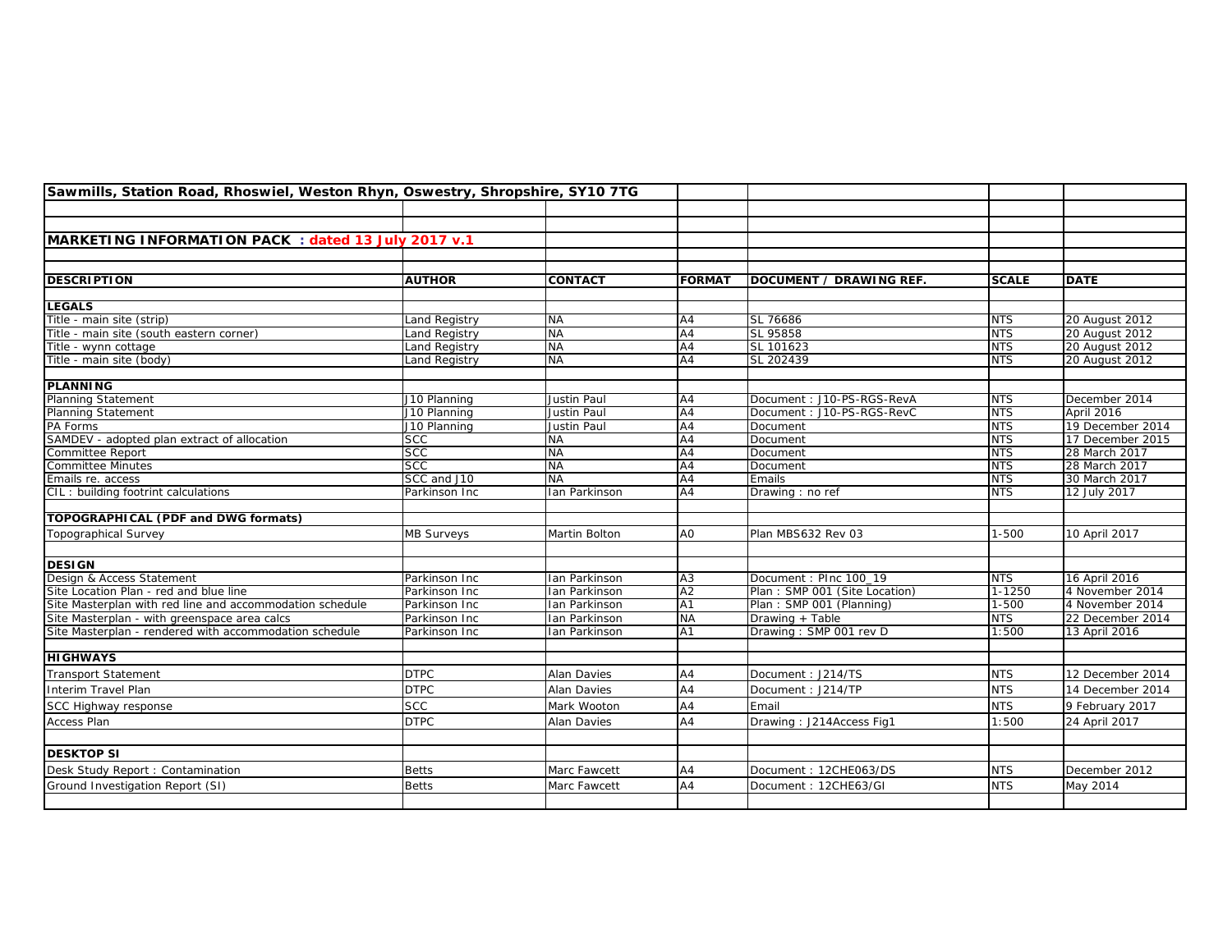**Sawmills, Station Road, Rhoswiel, Weston Rhyn, Oswestry, Shropshire, SY10 7TG**

**MARKETING INFORMATION PACK : dated 13 July 2017 v.1**

| DESCRIPTION | AUTHOR | CONTACT | FORMAT | DOCUMENT / DRAWING REF. | SCALE | DATE |
|---|---|---|---|---|---|---|
| **LEGALS** | | | | | | |
| Title - main site (strip) | Land Registry | NA | A4 | SL 76686 | NTS | 20 August 2012 |
| Title - main site (south eastern corner) | Land Registry | NA | A4 | SL 95858 | NTS | 20 August 2012 |
| Title - wynn cottage | Land Registry | NA | A4 | SL 101623 | NTS | 20 August 2012 |
| Title - main site (body) | Land Registry | NA | A4 | SL 202439 | NTS | 20 August 2012 |
| **PLANNING** | | | | | | |
| Planning Statement | J10 Planning | Justin Paul | A4 | Document : J10-PS-RGS-RevA | NTS | December 2014 |
| Planning Statement | J10 Planning | Justin Paul | A4 | Document : J10-PS-RGS-RevC | NTS | April 2016 |
| PA Forms | J10 Planning | Justin Paul | A4 | Document | NTS | 19 December 2014 |
| SAMDEV - adopted plan extract of allocation | SCC | NA | A4 | Document | NTS | 17 December 2015 |
| Committee Report | SCC | NA | A4 | Document | NTS | 28 March 2017 |
| Committee Minutes | SCC | NA | A4 | Document | NTS | 28 March 2017 |
| Emails re. access | SCC and J10 | NA | A4 | Emails | NTS | 30 March 2017 |
| CIL : building footrint calculations | Parkinson Inc | Ian Parkinson | A4 | Drawing : no ref | NTS | 12 July 2017 |
| **TOPOGRAPHICAL (PDF and DWG formats)** | | | | | | |
| Topographical Survey | MB Surveys | Martin Bolton | A0 | Plan MBS632 Rev 03 | 1-500 | 10 April 2017 |
| **DESIGN** | | | | | | |
| Design & Access Statement | Parkinson Inc | Ian Parkinson | A3 | Document : PInc 100_19 | NTS | 16 April 2016 |
| Site Location Plan - red and blue line | Parkinson Inc | Ian Parkinson | A2 | Plan : SMP 001 (Site Location) | 1-1250 | 4 November 2014 |
| Site Masterplan with red line and accommodation schedule | Parkinson Inc | Ian Parkinson | A1 | Plan : SMP 001 (Planning) | 1-500 | 4 November 2014 |
| Site Masterplan - with greenspace area calcs | Parkinson Inc | Ian Parkinson | NA | Drawing + Table | NTS | 22 December 2014 |
| Site Masterplan - rendered with accommodation schedule | Parkinson Inc | Ian Parkinson | A1 | Drawing : SMP 001 rev D | 1:500 | 13 April 2016 |
| **HIGHWAYS** | | | | | | |
| Transport Statement | DTPC | Alan Davies | A4 | Document : J214/TS | NTS | 12 December 2014 |
| Interim Travel Plan | DTPC | Alan Davies | A4 | Document : J214/TP | NTS | 14 December 2014 |
| SCC Highway response | SCC | Mark Wooton | A4 | Email | NTS | 9 February 2017 |
| Access Plan | DTPC | Alan Davies | A4 | Drawing : J214Access Fig1 | 1:500 | 24 April 2017 |
| **DESKTOP SI** | | | | | | |
| Desk Study Report : Contamination | Betts | Marc Fawcett | A4 | Document : 12CHE063/DS | NTS | December 2012 |
| Ground Investigation Report (SI) | Betts | Marc Fawcett | A4 | Document : 12CHE63/GI | NTS | May 2014 |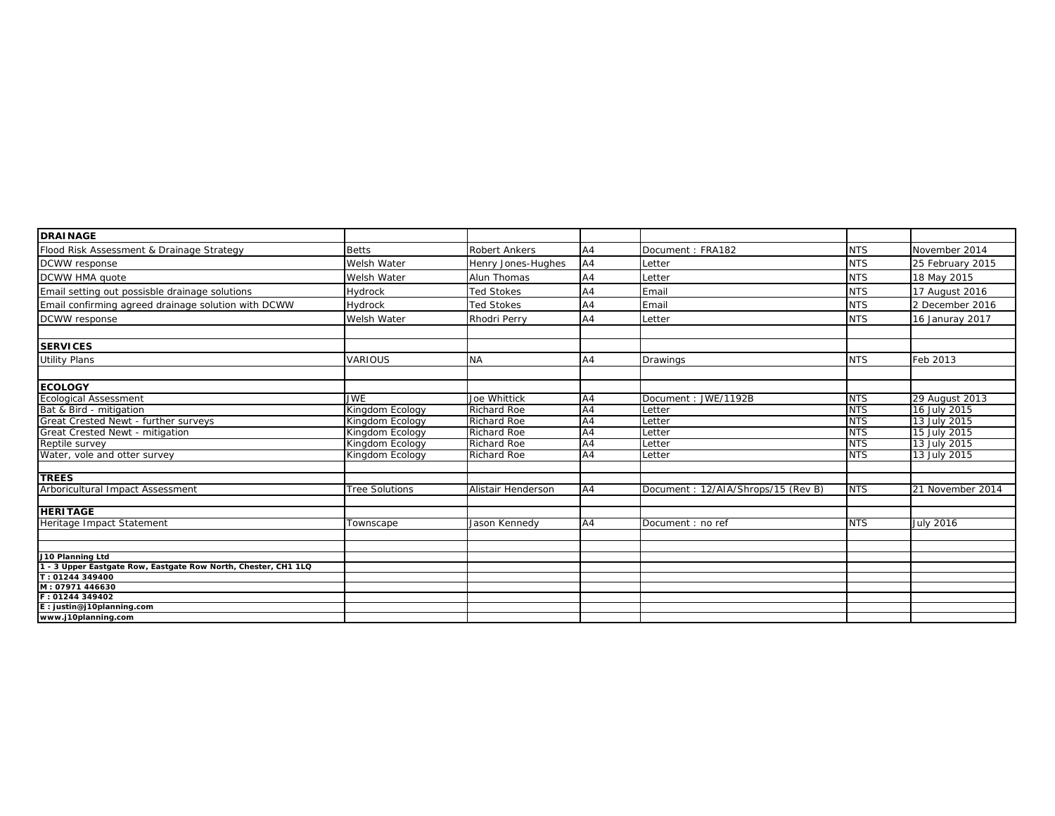| | | | | | | |
|---|---|---|---|---|---|---|
| **DRAINAGE** | | | | | | |
| Flood Risk Assessment & Drainage Strategy | Betts | Robert Ankers | A4 | Document : FRA182 | NTS | November 2014 |
| DCWW response | Welsh Water | Henry Jones-Hughes | A4 | Letter | NTS | 25 February 2015 |
| DCWW HMA quote | Welsh Water | Alun Thomas | A4 | Letter | NTS | 18 May 2015 |
| Email setting out possisble drainage solutions | Hydrock | Ted Stokes | A4 | Email | NTS | 17 August 2016 |
| Email confirming agreed drainage solution with DCWW | Hydrock | Ted Stokes | A4 | Email | NTS | 2 December 2016 |
| DCWW response | Welsh Water | Rhodri Perry | A4 | Letter | NTS | 16 Januray 2017 |
| | | | | | | |
| **SERVICES** | | | | | | |
| Utility Plans | VARIOUS | NA | A4 | Drawings | NTS | Feb 2013 |
| | | | | | | |
| **ECOLOGY** | | | | | | |
| Ecological Assessment | JWE | Joe Whittick | A4 | Document : JWE/1192B | NTS | 29 August 2013 |
| Bat & Bird - mitigation | Kingdom Ecology | Richard Roe | A4 | Letter | NTS | 16 July 2015 |
| Great Crested Newt - further surveys | Kingdom Ecology | Richard Roe | A4 | Letter | NTS | 13 July 2015 |
| Great Crested Newt - mitigation | Kingdom Ecology | Richard Roe | A4 | Letter | NTS | 15 July 2015 |
| Reptile survey | Kingdom Ecology | Richard Roe | A4 | Letter | NTS | 13 July 2015 |
| Water, vole and otter survey | Kingdom Ecology | Richard Roe | A4 | Letter | NTS | 13 July 2015 |
| | | | | | | |
| **TREES** | | | | | | |
| Arboricultural Impact Assessment | Tree Solutions | Alistair Henderson | A4 | Document : 12/AIA/Shrops/15 (Rev B) | NTS | 21 November 2014 |
| | | | | | | |
| **HERITAGE** | | | | | | |
| Heritage Impact Statement | Townscape | Jason Kennedy | A4 | Document : no ref | NTS | July 2016 |
| | | | | | | |
| | | | | | | |
| **J10 Planning Ltd** | | | | | | |
| **1 - 3 Upper Eastgate Row, Eastgate Row North, Chester, CH1 1LQ** | | | | | | |
| **T : 01244 349400** | | | | | | |
| **M : 07971 446630** | | | | | | |
| **F : 01244 349402** | | | | | | |
| **E : justin@j10planning.com** | | | | | | |
| **www.j10planning.com** | | | | | | |